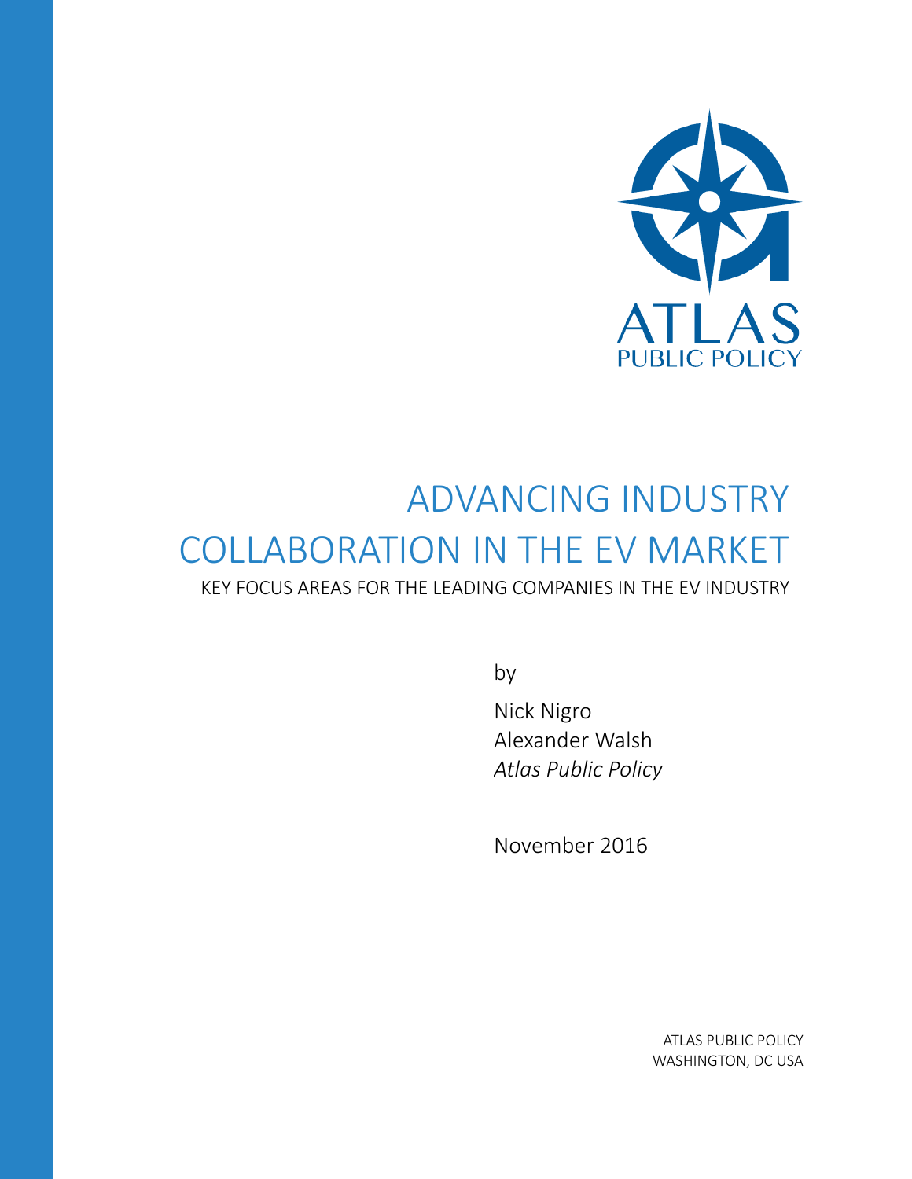ATLAS
PUBLIC POLICY

# ADVANCING INDUSTRY COLLABORATION IN THE EV MARKET

KEY FOCUS AREAS FOR THE LEADING COMPANIES IN THE EV INDUSTRY

by

Nick Nigro
Alexander Walsh
*Atlas Public Policy*

November 2016

ATLAS PUBLIC POLICY
WASHINGTON, DC USA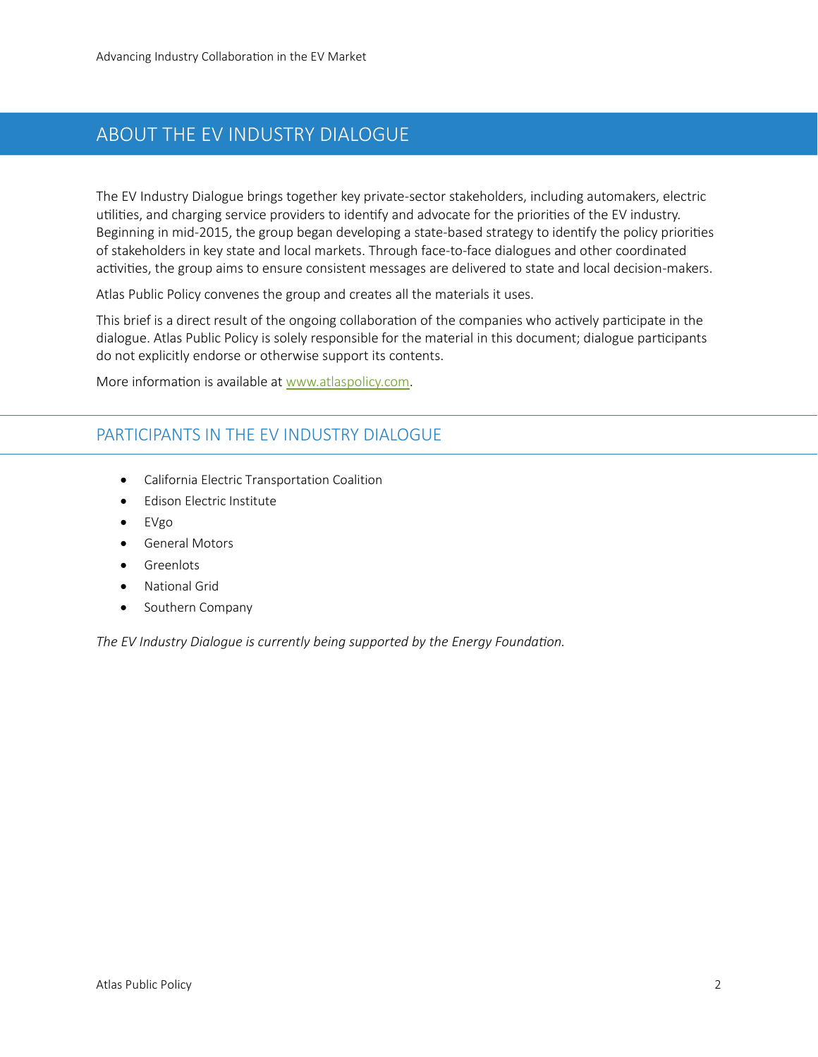## ABOUT THE EV INDUSTRY DIALOGUE

The EV Industry Dialogue brings together key private-sector stakeholders, including automakers, electric utilities, and charging service providers to identify and advocate for the priorities of the EV industry. Beginning in mid-2015, the group began developing a state-based strategy to identify the policy priorities of stakeholders in key state and local markets. Through face-to-face dialogues and other coordinated activities, the group aims to ensure consistent messages are delivered to state and local decision-makers.

Atlas Public Policy convenes the group and creates all the materials it uses.

This brief is a direct result of the ongoing collaboration of the companies who actively participate in the dialogue. Atlas Public Policy is solely responsible for the material in this document; dialogue participants do not explicitly endorse or otherwise support its contents.

More information is available at [www.atlaspolicy.com](http://www.atlaspolicy.com).

## PARTICIPANTS IN THE EV INDUSTRY DIALOGUE

- California Electric Transportation Coalition
- Edison Electric Institute
- EVgo
- General Motors
- Greenlots
- National Grid
- Southern Company

*The EV Industry Dialogue is currently being supported by the Energy Foundation.*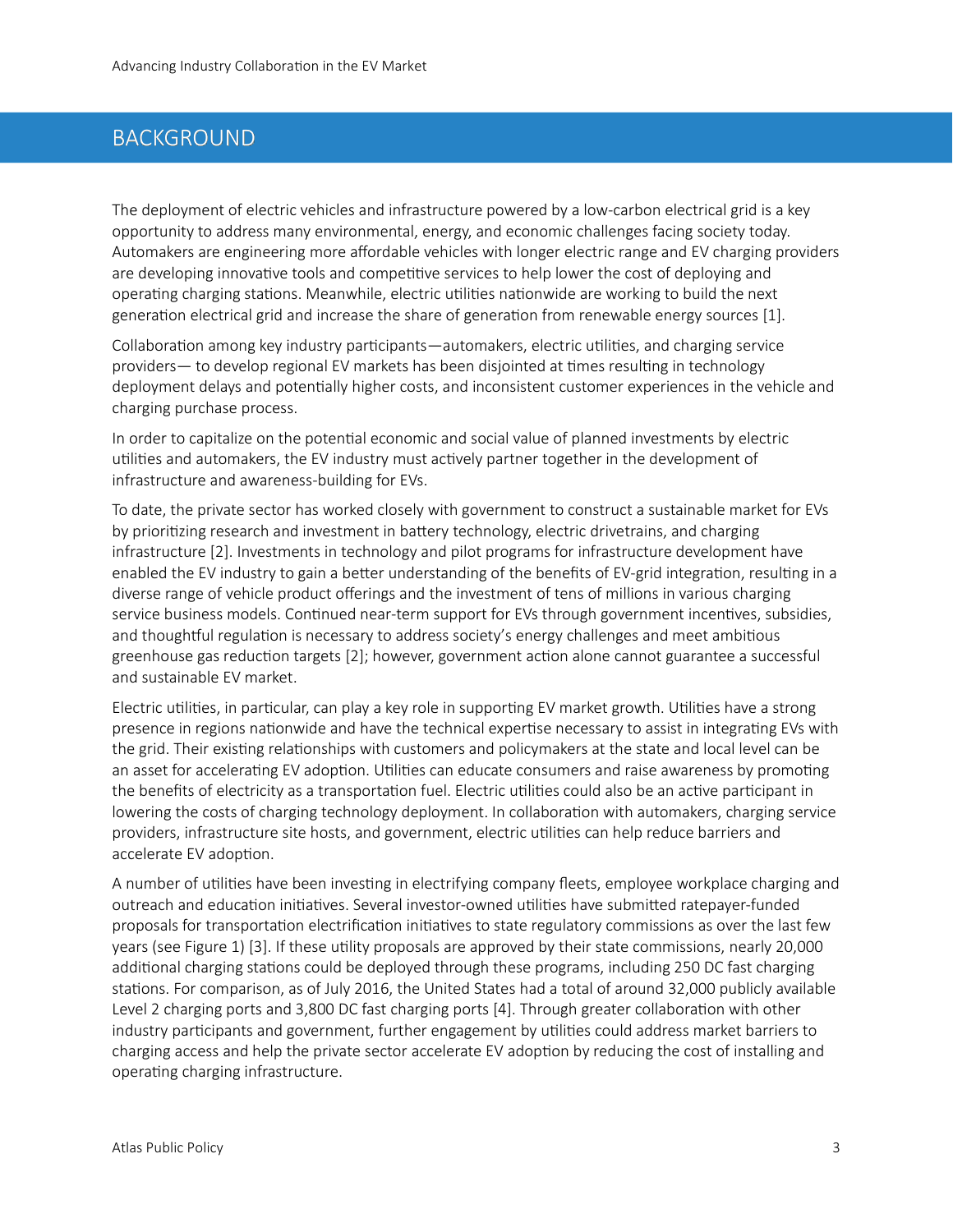# BACKGROUND

The deployment of electric vehicles and infrastructure powered by a low-carbon electrical grid is a key opportunity to address many environmental, energy, and economic challenges facing society today. Automakers are engineering more affordable vehicles with longer electric range and EV charging providers are developing innovative tools and competitive services to help lower the cost of deploying and operating charging stations. Meanwhile, electric utilities nationwide are working to build the next generation electrical grid and increase the share of generation from renewable energy sources [1].

Collaboration among key industry participants—automakers, electric utilities, and charging service providers— to develop regional EV markets has been disjointed at times resulting in technology deployment delays and potentially higher costs, and inconsistent customer experiences in the vehicle and charging purchase process.

In order to capitalize on the potential economic and social value of planned investments by electric utilities and automakers, the EV industry must actively partner together in the development of infrastructure and awareness-building for EVs.

To date, the private sector has worked closely with government to construct a sustainable market for EVs by prioritizing research and investment in battery technology, electric drivetrains, and charging infrastructure [2]. Investments in technology and pilot programs for infrastructure development have enabled the EV industry to gain a better understanding of the benefits of EV-grid integration, resulting in a diverse range of vehicle product offerings and the investment of tens of millions in various charging service business models. Continued near-term support for EVs through government incentives, subsidies, and thoughtful regulation is necessary to address society's energy challenges and meet ambitious greenhouse gas reduction targets [2]; however, government action alone cannot guarantee a successful and sustainable EV market.

Electric utilities, in particular, can play a key role in supporting EV market growth. Utilities have a strong presence in regions nationwide and have the technical expertise necessary to assist in integrating EVs with the grid. Their existing relationships with customers and policymakers at the state and local level can be an asset for accelerating EV adoption. Utilities can educate consumers and raise awareness by promoting the benefits of electricity as a transportation fuel. Electric utilities could also be an active participant in lowering the costs of charging technology deployment. In collaboration with automakers, charging service providers, infrastructure site hosts, and government, electric utilities can help reduce barriers and accelerate EV adoption.

A number of utilities have been investing in electrifying company fleets, employee workplace charging and outreach and education initiatives. Several investor-owned utilities have submitted ratepayer-funded proposals for transportation electrification initiatives to state regulatory commissions as over the last few years (see Figure 1) [3]. If these utility proposals are approved by their state commissions, nearly 20,000 additional charging stations could be deployed through these programs, including 250 DC fast charging stations. For comparison, as of July 2016, the United States had a total of around 32,000 publicly available Level 2 charging ports and 3,800 DC fast charging ports [4]. Through greater collaboration with other industry participants and government, further engagement by utilities could address market barriers to charging access and help the private sector accelerate EV adoption by reducing the cost of installing and operating charging infrastructure.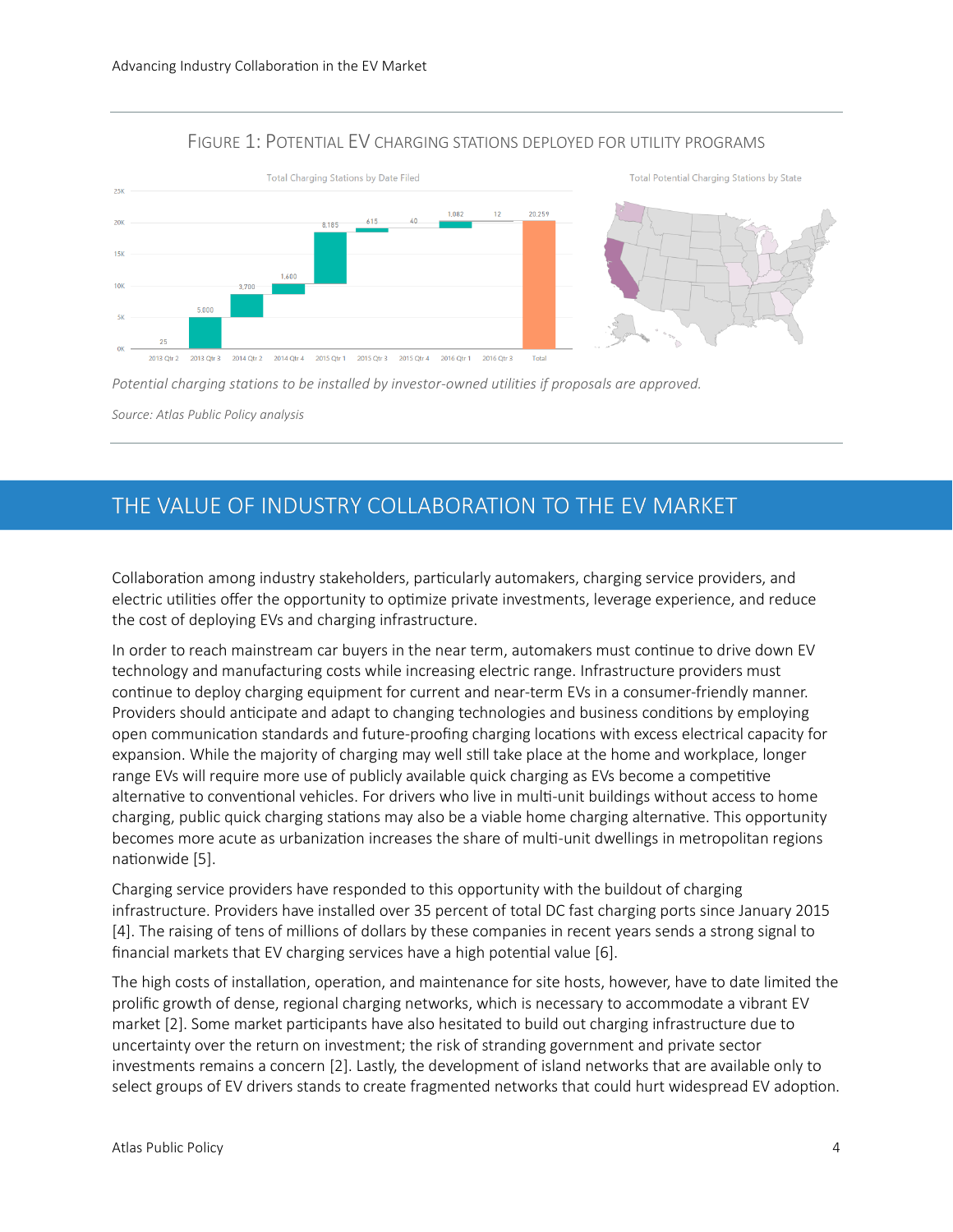### Figure 1: Potential EV charging stations deployed for utility programs

*Potential charging stations to be installed by investor-owned utilities if proposals are approved.*

*Source: Atlas Public Policy analysis*

## THE VALUE OF INDUSTRY COLLABORATION TO THE EV MARKET

Collaboration among industry stakeholders, particularly automakers, charging service providers, and electric utilities offer the opportunity to optimize private investments, leverage experience, and reduce the cost of deploying EVs and charging infrastructure.

In order to reach mainstream car buyers in the near term, automakers must continue to drive down EV technology and manufacturing costs while increasing electric range. Infrastructure providers must continue to deploy charging equipment for current and near-term EVs in a consumer-friendly manner. Providers should anticipate and adapt to changing technologies and business conditions by employing open communication standards and future-proofing charging locations with excess electrical capacity for expansion. While the majority of charging may well still take place at the home and workplace, longer range EVs will require more use of publicly available quick charging as EVs become a competitive alternative to conventional vehicles. For drivers who live in multi-unit buildings without access to home charging, public quick charging stations may also be a viable home charging alternative. This opportunity becomes more acute as urbanization increases the share of multi-unit dwellings in metropolitan regions nationwide [5].

Charging service providers have responded to this opportunity with the buildout of charging infrastructure. Providers have installed over 35 percent of total DC fast charging ports since January 2015 [4]. The raising of tens of millions of dollars by these companies in recent years sends a strong signal to financial markets that EV charging services have a high potential value [6].

The high costs of installation, operation, and maintenance for site hosts, however, have to date limited the prolific growth of dense, regional charging networks, which is necessary to accommodate a vibrant EV market [2]. Some market participants have also hesitated to build out charging infrastructure due to uncertainty over the return on investment; the risk of stranding government and private sector investments remains a concern [2]. Lastly, the development of island networks that are available only to select groups of EV drivers stands to create fragmented networks that could hurt widespread EV adoption.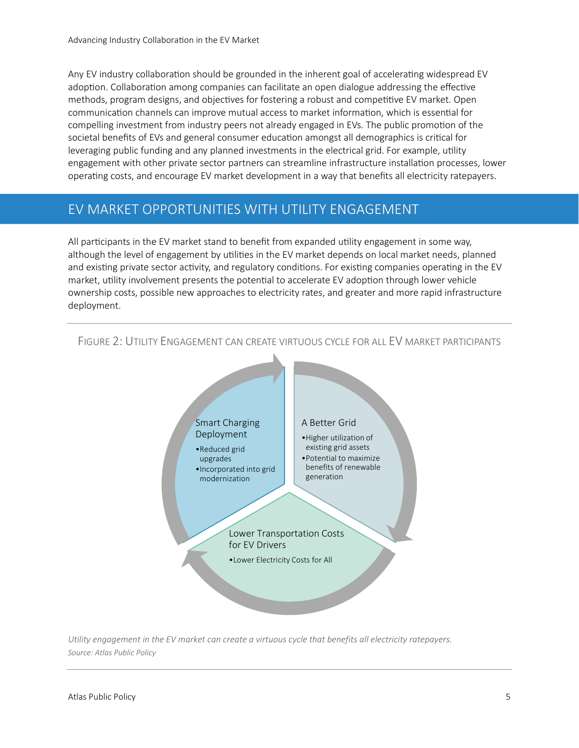Any EV industry collaboration should be grounded in the inherent goal of accelerating widespread EV adoption. Collaboration among companies can facilitate an open dialogue addressing the effective methods, program designs, and objectives for fostering a robust and competitive EV market. Open communication channels can improve mutual access to market information, which is essential for compelling investment from industry peers not already engaged in EVs. The public promotion of the societal benefits of EVs and general consumer education amongst all demographics is critical for leveraging public funding and any planned investments in the electrical grid. For example, utility engagement with other private sector partners can streamline infrastructure installation processes, lower operating costs, and encourage EV market development in a way that benefits all electricity ratepayers.

## EV MARKET OPPORTUNITIES WITH UTILITY ENGAGEMENT

All participants in the EV market stand to benefit from expanded utility engagement in some way, although the level of engagement by utilities in the EV market depends on local market needs, planned and existing private sector activity, and regulatory conditions. For existing companies operating in the EV market, utility involvement presents the potential to accelerate EV adoption through lower vehicle ownership costs, possible new approaches to electricity rates, and greater and more rapid infrastructure deployment.

FIGURE 2: UTILITY ENGAGEMENT CAN CREATE VIRTUOUS CYCLE FOR ALL EV MARKET PARTICIPANTS

Smart Charging Deployment
- Reduced grid upgrades
- Incorporated into grid modernization

A Better Grid
- Higher utilization of existing grid assets
- Potential to maximize benefits of renewable generation

Lower Transportation Costs for EV Drivers
- Lower Electricity Costs for All

*Utility engagement in the EV market can create a virtuous cycle that benefits all electricity ratepayers.*
*Source: Atlas Public Policy*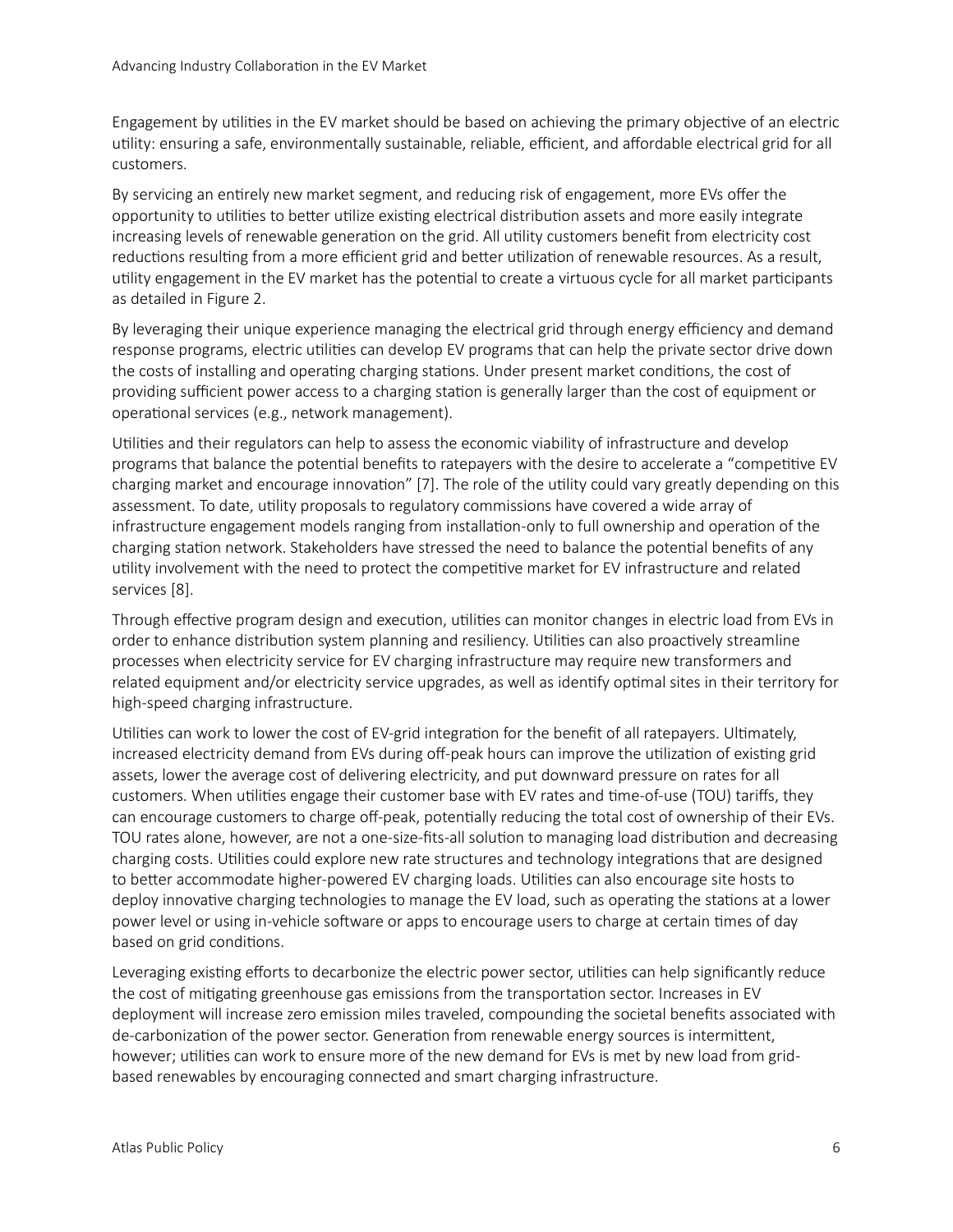Engagement by utilities in the EV market should be based on achieving the primary objective of an electric utility: ensuring a safe, environmentally sustainable, reliable, efficient, and affordable electrical grid for all customers.

By servicing an entirely new market segment, and reducing risk of engagement, more EVs offer the opportunity to utilities to better utilize existing electrical distribution assets and more easily integrate increasing levels of renewable generation on the grid. All utility customers benefit from electricity cost reductions resulting from a more efficient grid and better utilization of renewable resources. As a result, utility engagement in the EV market has the potential to create a virtuous cycle for all market participants as detailed in Figure 2.

By leveraging their unique experience managing the electrical grid through energy efficiency and demand response programs, electric utilities can develop EV programs that can help the private sector drive down the costs of installing and operating charging stations. Under present market conditions, the cost of providing sufficient power access to a charging station is generally larger than the cost of equipment or operational services (e.g., network management).

Utilities and their regulators can help to assess the economic viability of infrastructure and develop programs that balance the potential benefits to ratepayers with the desire to accelerate a "competitive EV charging market and encourage innovation" [7]. The role of the utility could vary greatly depending on this assessment. To date, utility proposals to regulatory commissions have covered a wide array of infrastructure engagement models ranging from installation-only to full ownership and operation of the charging station network. Stakeholders have stressed the need to balance the potential benefits of any utility involvement with the need to protect the competitive market for EV infrastructure and related services [8].

Through effective program design and execution, utilities can monitor changes in electric load from EVs in order to enhance distribution system planning and resiliency. Utilities can also proactively streamline processes when electricity service for EV charging infrastructure may require new transformers and related equipment and/or electricity service upgrades, as well as identify optimal sites in their territory for high-speed charging infrastructure.

Utilities can work to lower the cost of EV-grid integration for the benefit of all ratepayers. Ultimately, increased electricity demand from EVs during off-peak hours can improve the utilization of existing grid assets, lower the average cost of delivering electricity, and put downward pressure on rates for all customers. When utilities engage their customer base with EV rates and time-of-use (TOU) tariffs, they can encourage customers to charge off-peak, potentially reducing the total cost of ownership of their EVs. TOU rates alone, however, are not a one-size-fits-all solution to managing load distribution and decreasing charging costs. Utilities could explore new rate structures and technology integrations that are designed to better accommodate higher-powered EV charging loads. Utilities can also encourage site hosts to deploy innovative charging technologies to manage the EV load, such as operating the stations at a lower power level or using in-vehicle software or apps to encourage users to charge at certain times of day based on grid conditions.

Leveraging existing efforts to decarbonize the electric power sector, utilities can help significantly reduce the cost of mitigating greenhouse gas emissions from the transportation sector. Increases in EV deployment will increase zero emission miles traveled, compounding the societal benefits associated with de-carbonization of the power sector. Generation from renewable energy sources is intermittent, however; utilities can work to ensure more of the new demand for EVs is met by new load from grid-based renewables by encouraging connected and smart charging infrastructure.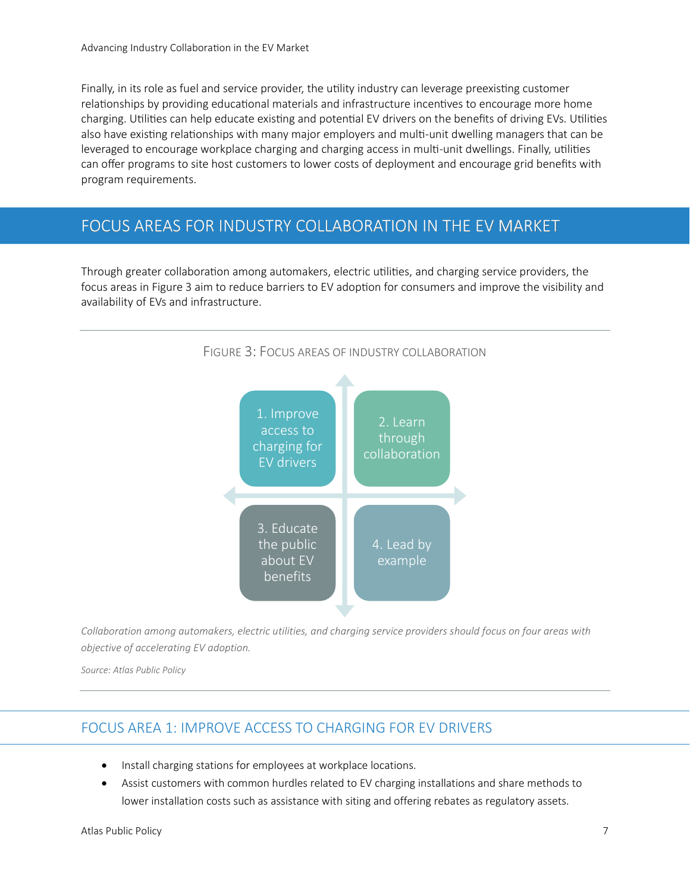Finally, in its role as fuel and service provider, the utility industry can leverage preexisting customer relationships by providing educational materials and infrastructure incentives to encourage more home charging. Utilities can help educate existing and potential EV drivers on the benefits of driving EVs. Utilities also have existing relationships with many major employers and multi-unit dwelling managers that can be leveraged to encourage workplace charging and charging access in multi-unit dwellings. Finally, utilities can offer programs to site host customers to lower costs of deployment and encourage grid benefits with program requirements.

## FOCUS AREAS FOR INDUSTRY COLLABORATION IN THE EV MARKET

Through greater collaboration among automakers, electric utilities, and charging service providers, the focus areas in Figure 3 aim to reduce barriers to EV adoption for consumers and improve the visibility and availability of EVs and infrastructure.

FIGURE 3: FOCUS AREAS OF INDUSTRY COLLABORATION

1. Improve access to charging for EV drivers
2. Learn through collaboration
3. Educate the public about EV benefits
4. Lead by example

*Collaboration among automakers, electric utilities, and charging service providers should focus on four areas with objective of accelerating EV adoption.*

*Source: Atlas Public Policy*

### FOCUS AREA 1: IMPROVE ACCESS TO CHARGING FOR EV DRIVERS

- Install charging stations for employees at workplace locations.
- Assist customers with common hurdles related to EV charging installations and share methods to lower installation costs such as assistance with siting and offering rebates as regulatory assets.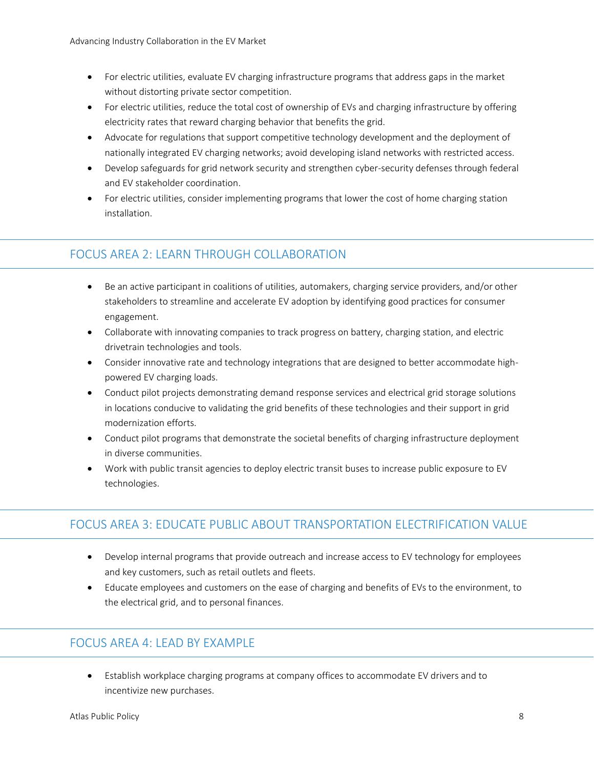- For electric utilities, evaluate EV charging infrastructure programs that address gaps in the market without distorting private sector competition.
- For electric utilities, reduce the total cost of ownership of EVs and charging infrastructure by offering electricity rates that reward charging behavior that benefits the grid.
- Advocate for regulations that support competitive technology development and the deployment of nationally integrated EV charging networks; avoid developing island networks with restricted access.
- Develop safeguards for grid network security and strengthen cyber-security defenses through federal and EV stakeholder coordination.
- For electric utilities, consider implementing programs that lower the cost of home charging station installation.

## FOCUS AREA 2: LEARN THROUGH COLLABORATION

- Be an active participant in coalitions of utilities, automakers, charging service providers, and/or other stakeholders to streamline and accelerate EV adoption by identifying good practices for consumer engagement.
- Collaborate with innovating companies to track progress on battery, charging station, and electric drivetrain technologies and tools.
- Consider innovative rate and technology integrations that are designed to better accommodate high-powered EV charging loads.
- Conduct pilot projects demonstrating demand response services and electrical grid storage solutions in locations conducive to validating the grid benefits of these technologies and their support in grid modernization efforts.
- Conduct pilot programs that demonstrate the societal benefits of charging infrastructure deployment in diverse communities.
- Work with public transit agencies to deploy electric transit buses to increase public exposure to EV technologies.

## FOCUS AREA 3: EDUCATE PUBLIC ABOUT TRANSPORTATION ELECTRIFICATION VALUE

- Develop internal programs that provide outreach and increase access to EV technology for employees and key customers, such as retail outlets and fleets.
- Educate employees and customers on the ease of charging and benefits of EVs to the environment, to the electrical grid, and to personal finances.

## FOCUS AREA 4: LEAD BY EXAMPLE

- Establish workplace charging programs at company offices to accommodate EV drivers and to incentivize new purchases.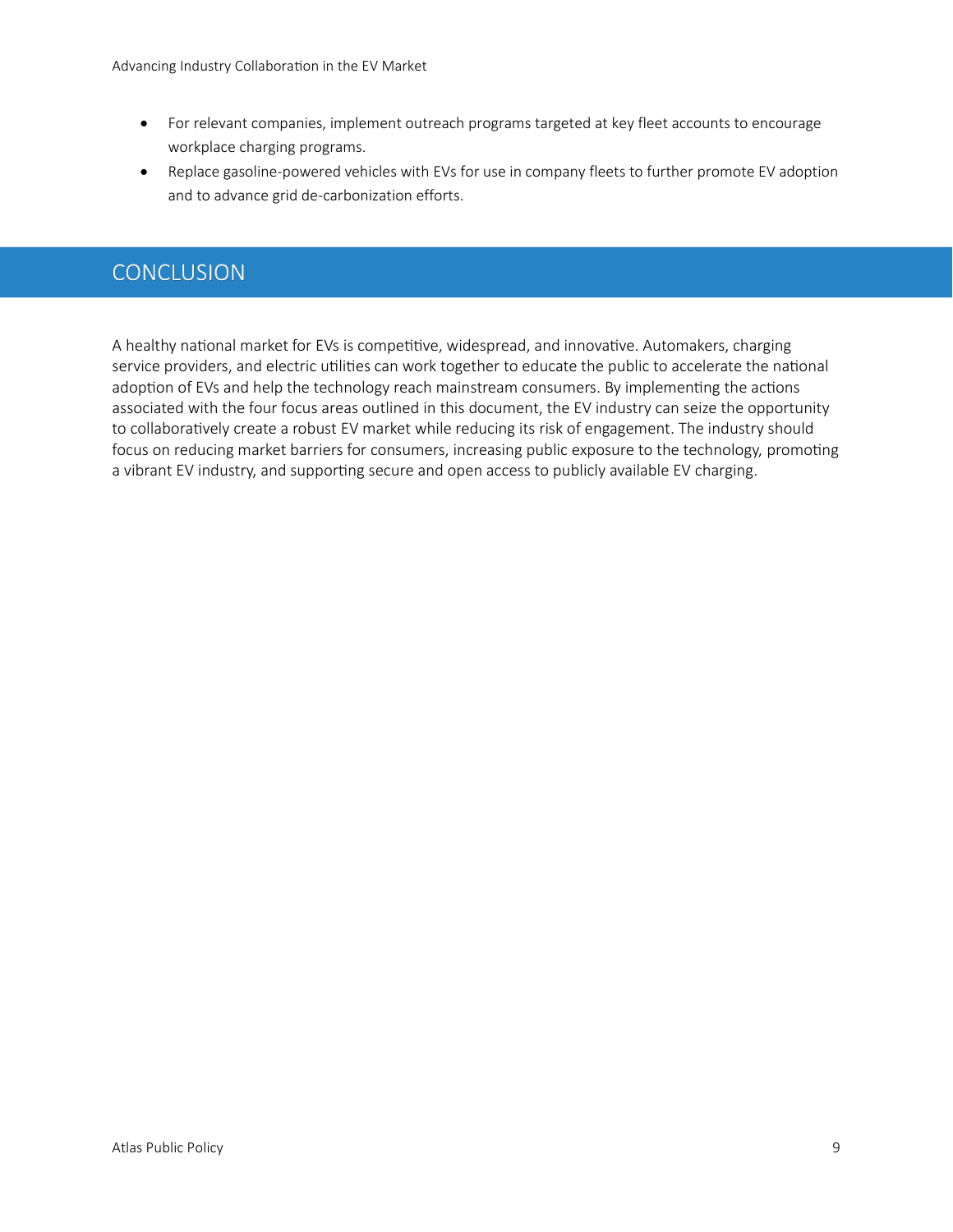- For relevant companies, implement outreach programs targeted at key fleet accounts to encourage workplace charging programs.
- Replace gasoline-powered vehicles with EVs for use in company fleets to further promote EV adoption and to advance grid de-carbonization efforts.

## CONCLUSION

A healthy national market for EVs is competitive, widespread, and innovative. Automakers, charging service providers, and electric utilities can work together to educate the public to accelerate the national adoption of EVs and help the technology reach mainstream consumers. By implementing the actions associated with the four focus areas outlined in this document, the EV industry can seize the opportunity to collaboratively create a robust EV market while reducing its risk of engagement. The industry should focus on reducing market barriers for consumers, increasing public exposure to the technology, promoting a vibrant EV industry, and supporting secure and open access to publicly available EV charging.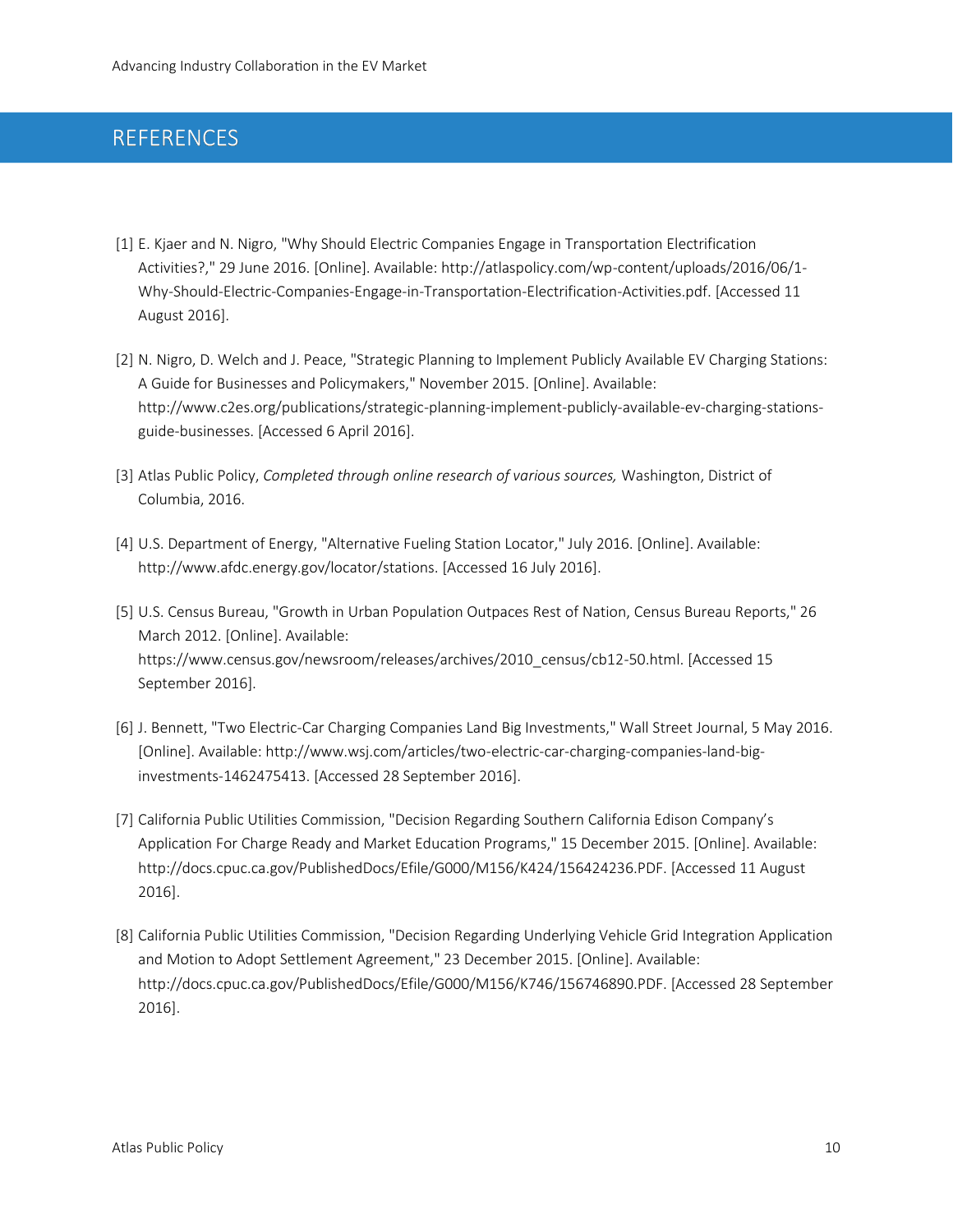# REFERENCES

[1] E. Kjaer and N. Nigro, "Why Should Electric Companies Engage in Transportation Electrification Activities?," 29 June 2016. [Online]. Available: http://atlaspolicy.com/wp-content/uploads/2016/06/1-Why-Should-Electric-Companies-Engage-in-Transportation-Electrification-Activities.pdf. [Accessed 11 August 2016].

[2] N. Nigro, D. Welch and J. Peace, "Strategic Planning to Implement Publicly Available EV Charging Stations: A Guide for Businesses and Policymakers," November 2015. [Online]. Available: http://www.c2es.org/publications/strategic-planning-implement-publicly-available-ev-charging-stations-guide-businesses. [Accessed 6 April 2016].

[3] Atlas Public Policy, *Completed through online research of various sources,* Washington, District of Columbia, 2016.

[4] U.S. Department of Energy, "Alternative Fueling Station Locator," July 2016. [Online]. Available: http://www.afdc.energy.gov/locator/stations. [Accessed 16 July 2016].

[5] U.S. Census Bureau, "Growth in Urban Population Outpaces Rest of Nation, Census Bureau Reports," 26 March 2012. [Online]. Available: https://www.census.gov/newsroom/releases/archives/2010_census/cb12-50.html. [Accessed 15 September 2016].

[6] J. Bennett, "Two Electric-Car Charging Companies Land Big Investments," Wall Street Journal, 5 May 2016. [Online]. Available: http://www.wsj.com/articles/two-electric-car-charging-companies-land-big-investments-1462475413. [Accessed 28 September 2016].

[7] California Public Utilities Commission, "Decision Regarding Southern California Edison Company's Application For Charge Ready and Market Education Programs," 15 December 2015. [Online]. Available: http://docs.cpuc.ca.gov/PublishedDocs/Efile/G000/M156/K424/156424236.PDF. [Accessed 11 August 2016].

[8] California Public Utilities Commission, "Decision Regarding Underlying Vehicle Grid Integration Application and Motion to Adopt Settlement Agreement," 23 December 2015. [Online]. Available: http://docs.cpuc.ca.gov/PublishedDocs/Efile/G000/M156/K746/156746890.PDF. [Accessed 28 September 2016].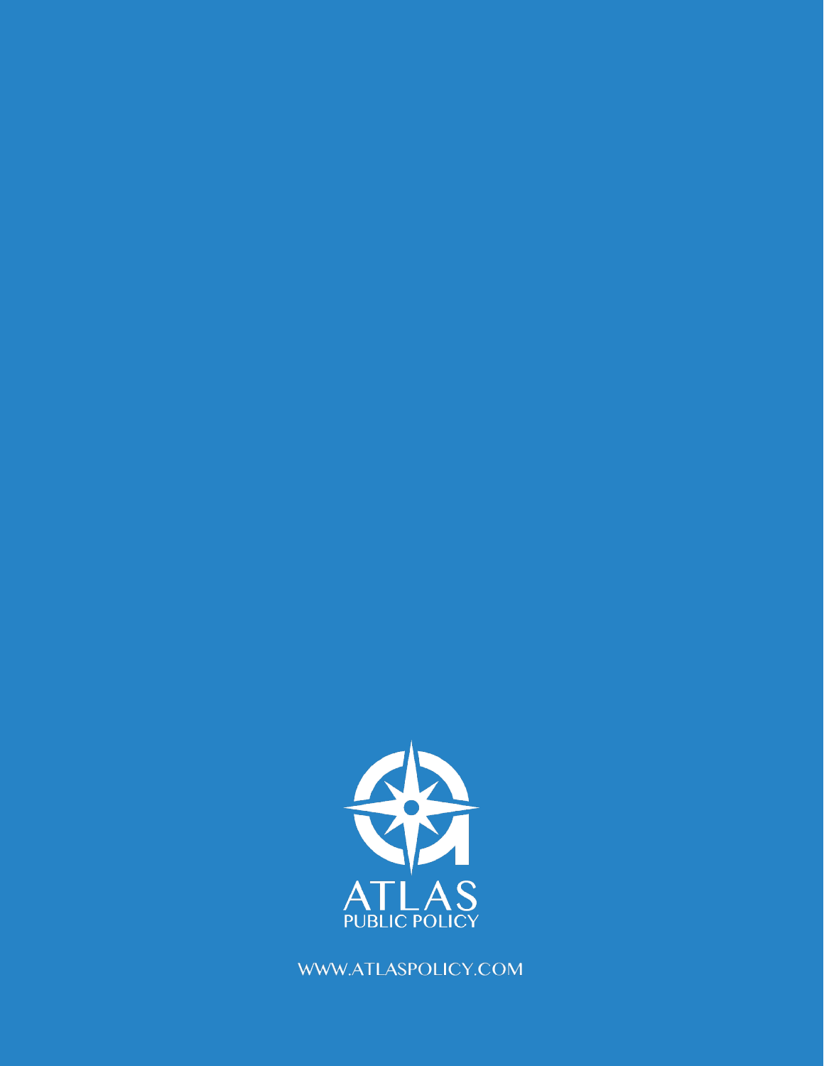ATLAS

PUBLIC POLICY

WWW.ATLASPOLICY.COM